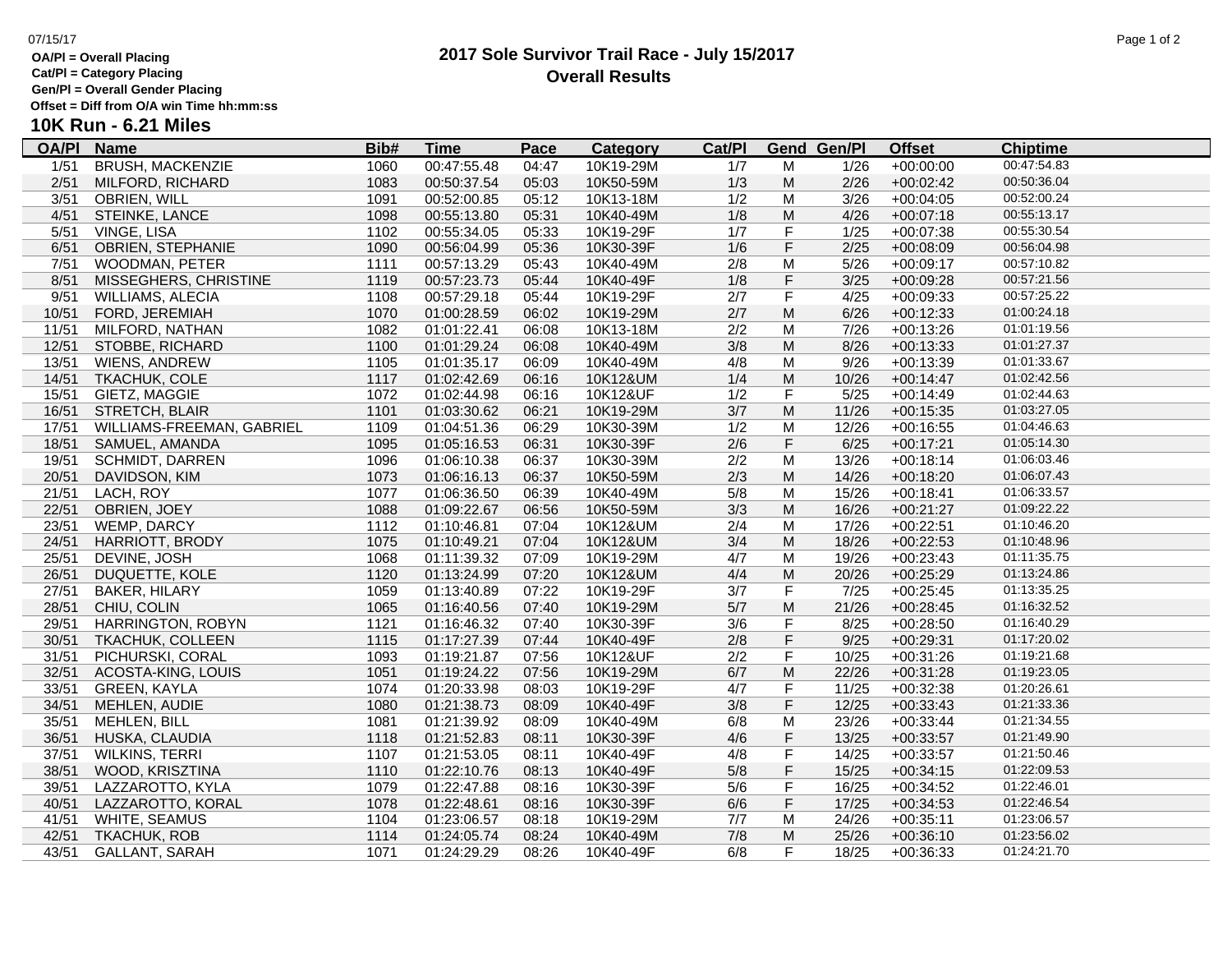**OA/Pl = Overall Placing**
**Cat/Pl = Category Placing**
**Gen/Pl = Overall Gender Placing**
**Offset = Diff from O/A win Time hh:mm:ss**

# 2017 Sole Survivor Trail Race - July 15/2017

## Overall Results

### 10K Run - 6.21 Miles

| OA/Pl | Name | Bib# | Time | Pace | Category | Cat/Pl | Gend | Gen/Pl | Offset | Chiptime |
|---|---|---|---|---|---|---|---|---|---|---|
| 1/51 | BRUSH, MACKENZIE | 1060 | 00:47:55.48 | 04:47 | 10K19-29M | 1/7 | M | 1/26 | +00:00:00 | 00:47:54.83 |
| 2/51 | MILFORD, RICHARD | 1083 | 00:50:37.54 | 05:03 | 10K50-59M | 1/3 | M | 2/26 | +00:02:42 | 00:50:36.04 |
| 3/51 | OBRIEN, WILL | 1091 | 00:52:00.85 | 05:12 | 10K13-18M | 1/2 | M | 3/26 | +00:04:05 | 00:52:00.24 |
| 4/51 | STEINKE, LANCE | 1098 | 00:55:13.80 | 05:31 | 10K40-49M | 1/8 | M | 4/26 | +00:07:18 | 00:55:13.17 |
| 5/51 | VINGE, LISA | 1102 | 00:55:34.05 | 05:33 | 10K19-29F | 1/7 | F | 1/25 | +00:07:38 | 00:55:30.54 |
| 6/51 | OBRIEN, STEPHANIE | 1090 | 00:56:04.99 | 05:36 | 10K30-39F | 1/6 | F | 2/25 | +00:08:09 | 00:56:04.98 |
| 7/51 | WOODMAN, PETER | 1111 | 00:57:13.29 | 05:43 | 10K40-49M | 2/8 | M | 5/26 | +00:09:17 | 00:57:10.82 |
| 8/51 | MISSEGHERS, CHRISTINE | 1119 | 00:57:23.73 | 05:44 | 10K40-49F | 1/8 | F | 3/25 | +00:09:28 | 00:57:21.56 |
| 9/51 | WILLIAMS, ALECIA | 1108 | 00:57:29.18 | 05:44 | 10K19-29F | 2/7 | F | 4/25 | +00:09:33 | 00:57:25.22 |
| 10/51 | FORD, JEREMIAH | 1070 | 01:00:28.59 | 06:02 | 10K19-29M | 2/7 | M | 6/26 | +00:12:33 | 01:00:24.18 |
| 11/51 | MILFORD, NATHAN | 1082 | 01:01:22.41 | 06:08 | 10K13-18M | 2/2 | M | 7/26 | +00:13:26 | 01:01:19.56 |
| 12/51 | STOBBE, RICHARD | 1100 | 01:01:29.24 | 06:08 | 10K40-49M | 3/8 | M | 8/26 | +00:13:33 | 01:01:27.37 |
| 13/51 | WIENS, ANDREW | 1105 | 01:01:35.17 | 06:09 | 10K40-49M | 4/8 | M | 9/26 | +00:13:39 | 01:01:33.67 |
| 14/51 | TKACHUK, COLE | 1117 | 01:02:42.69 | 06:16 | 10K12&UM | 1/4 | M | 10/26 | +00:14:47 | 01:02:42.56 |
| 15/51 | GIETZ, MAGGIE | 1072 | 01:02:44.98 | 06:16 | 10K12&UF | 1/2 | F | 5/25 | +00:14:49 | 01:02:44.63 |
| 16/51 | STRETCH, BLAIR | 1101 | 01:03:30.62 | 06:21 | 10K19-29M | 3/7 | M | 11/26 | +00:15:35 | 01:03:27.05 |
| 17/51 | WILLIAMS-FREEMAN, GABRIEL | 1109 | 01:04:51.36 | 06:29 | 10K30-39M | 1/2 | M | 12/26 | +00:16:55 | 01:04:46.63 |
| 18/51 | SAMUEL, AMANDA | 1095 | 01:05:16.53 | 06:31 | 10K30-39F | 2/6 | F | 6/25 | +00:17:21 | 01:05:14.30 |
| 19/51 | SCHMIDT, DARREN | 1096 | 01:06:10.38 | 06:37 | 10K30-39M | 2/2 | M | 13/26 | +00:18:14 | 01:06:03.46 |
| 20/51 | DAVIDSON, KIM | 1073 | 01:06:16.13 | 06:37 | 10K50-59M | 2/3 | M | 14/26 | +00:18:20 | 01:06:07.43 |
| 21/51 | LACH, ROY | 1077 | 01:06:36.50 | 06:39 | 10K40-49M | 5/8 | M | 15/26 | +00:18:41 | 01:06:33.57 |
| 22/51 | OBRIEN, JOEY | 1088 | 01:09:22.67 | 06:56 | 10K50-59M | 3/3 | M | 16/26 | +00:21:27 | 01:09:22.22 |
| 23/51 | WEMP, DARCY | 1112 | 01:10:46.81 | 07:04 | 10K12&UM | 2/4 | M | 17/26 | +00:22:51 | 01:10:46.20 |
| 24/51 | HARRIOTT, BRODY | 1075 | 01:10:49.21 | 07:04 | 10K12&UM | 3/4 | M | 18/26 | +00:22:53 | 01:10:48.96 |
| 25/51 | DEVINE, JOSH | 1068 | 01:11:39.32 | 07:09 | 10K19-29M | 4/7 | M | 19/26 | +00:23:43 | 01:11:35.75 |
| 26/51 | DUQUETTE, KOLE | 1120 | 01:13:24.99 | 07:20 | 10K12&UM | 4/4 | M | 20/26 | +00:25:29 | 01:13:24.86 |
| 27/51 | BAKER, HILARY | 1059 | 01:13:40.89 | 07:22 | 10K19-29F | 3/7 | F | 7/25 | +00:25:45 | 01:13:35.25 |
| 28/51 | CHIU, COLIN | 1065 | 01:16:40.56 | 07:40 | 10K19-29M | 5/7 | M | 21/26 | +00:28:45 | 01:16:32.52 |
| 29/51 | HARRINGTON, ROBYN | 1121 | 01:16:46.32 | 07:40 | 10K30-39F | 3/6 | F | 8/25 | +00:28:50 | 01:16:40.29 |
| 30/51 | TKACHUK, COLLEEN | 1115 | 01:17:27.39 | 07:44 | 10K40-49F | 2/8 | F | 9/25 | +00:29:31 | 01:17:20.02 |
| 31/51 | PICHURSKI, CORAL | 1093 | 01:19:21.87 | 07:56 | 10K12&UF | 2/2 | F | 10/25 | +00:31:26 | 01:19:21.68 |
| 32/51 | ACOSTA-KING, LOUIS | 1051 | 01:19:24.22 | 07:56 | 10K19-29M | 6/7 | M | 22/26 | +00:31:28 | 01:19:23.05 |
| 33/51 | GREEN, KAYLA | 1074 | 01:20:33.98 | 08:03 | 10K19-29F | 4/7 | F | 11/25 | +00:32:38 | 01:20:26.61 |
| 34/51 | MEHLEN, AUDIE | 1080 | 01:21:38.73 | 08:09 | 10K40-49F | 3/8 | F | 12/25 | +00:33:43 | 01:21:33.36 |
| 35/51 | MEHLEN, BILL | 1081 | 01:21:39.92 | 08:09 | 10K40-49M | 6/8 | M | 23/26 | +00:33:44 | 01:21:34.55 |
| 36/51 | HUSKA, CLAUDIA | 1118 | 01:21:52.83 | 08:11 | 10K30-39F | 4/6 | F | 13/25 | +00:33:57 | 01:21:49.90 |
| 37/51 | WILKINS, TERRI | 1107 | 01:21:53.05 | 08:11 | 10K40-49F | 4/8 | F | 14/25 | +00:33:57 | 01:21:50.46 |
| 38/51 | WOOD, KRISZTINA | 1110 | 01:22:10.76 | 08:13 | 10K40-49F | 5/8 | F | 15/25 | +00:34:15 | 01:22:09.53 |
| 39/51 | LAZZAROTTO, KYLA | 1079 | 01:22:47.88 | 08:16 | 10K30-39F | 5/6 | F | 16/25 | +00:34:52 | 01:22:46.01 |
| 40/51 | LAZZAROTTO, KORAL | 1078 | 01:22:48.61 | 08:16 | 10K30-39F | 6/6 | F | 17/25 | +00:34:53 | 01:22:46.54 |
| 41/51 | WHITE, SEAMUS | 1104 | 01:23:06.57 | 08:18 | 10K19-29M | 7/7 | M | 24/26 | +00:35:11 | 01:23:06.57 |
| 42/51 | TKACHUK, ROB | 1114 | 01:24:05.74 | 08:24 | 10K40-49M | 7/8 | M | 25/26 | +00:36:10 | 01:23:56.02 |
| 43/51 | GALLANT, SARAH | 1071 | 01:24:29.29 | 08:26 | 10K40-49F | 6/8 | F | 18/25 | +00:36:33 | 01:24:21.70 |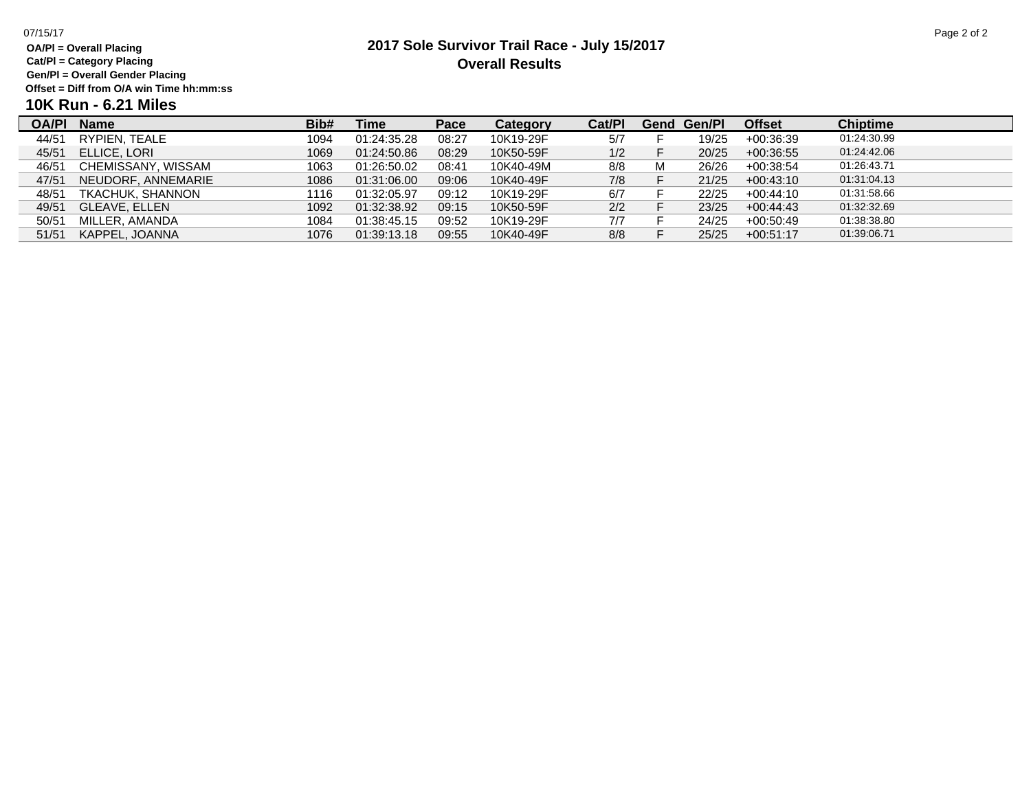OA/Pl = Overall Placing
Cat/Pl = Category Placing
Gen/Pl = Overall Gender Placing
Offset = Diff from O/A win Time hh:mm:ss

# 2017 Sole Survivor Trail Race - July 15/2017
## Overall Results

### 10K Run - 6.21 Miles

| OA/Pl | Name | Bib# | Time | Pace | Category | Cat/Pl | Gend | Gen/Pl | Offset | Chiptime |
|---|---|---|---|---|---|---|---|---|---|---|
| 44/51 | RYPIEN, TEALE | 1094 | 01:24:35.28 | 08:27 | 10K19-29F | 5/7 | F | 19/25 | +00:36:39 | 01:24:30.99 |
| 45/51 | ELLICE, LORI | 1069 | 01:24:50.86 | 08:29 | 10K50-59F | 1/2 | F | 20/25 | +00:36:55 | 01:24:42.06 |
| 46/51 | CHEMISSANY, WISSAM | 1063 | 01:26:50.02 | 08:41 | 10K40-49M | 8/8 | M | 26/26 | +00:38:54 | 01:26:43.71 |
| 47/51 | NEUDORF, ANNEMARIE | 1086 | 01:31:06.00 | 09:06 | 10K40-49F | 7/8 | F | 21/25 | +00:43:10 | 01:31:04.13 |
| 48/51 | TKACHUK, SHANNON | 1116 | 01:32:05.97 | 09:12 | 10K19-29F | 6/7 | F | 22/25 | +00:44:10 | 01:31:58.66 |
| 49/51 | GLEAVE, ELLEN | 1092 | 01:32:38.92 | 09:15 | 10K50-59F | 2/2 | F | 23/25 | +00:44:43 | 01:32:32.69 |
| 50/51 | MILLER, AMANDA | 1084 | 01:38:45.15 | 09:52 | 10K19-29F | 7/7 | F | 24/25 | +00:50:49 | 01:38:38.80 |
| 51/51 | KAPPEL, JOANNA | 1076 | 01:39:13.18 | 09:55 | 10K40-49F | 8/8 | F | 25/25 | +00:51:17 | 01:39:06.71 |